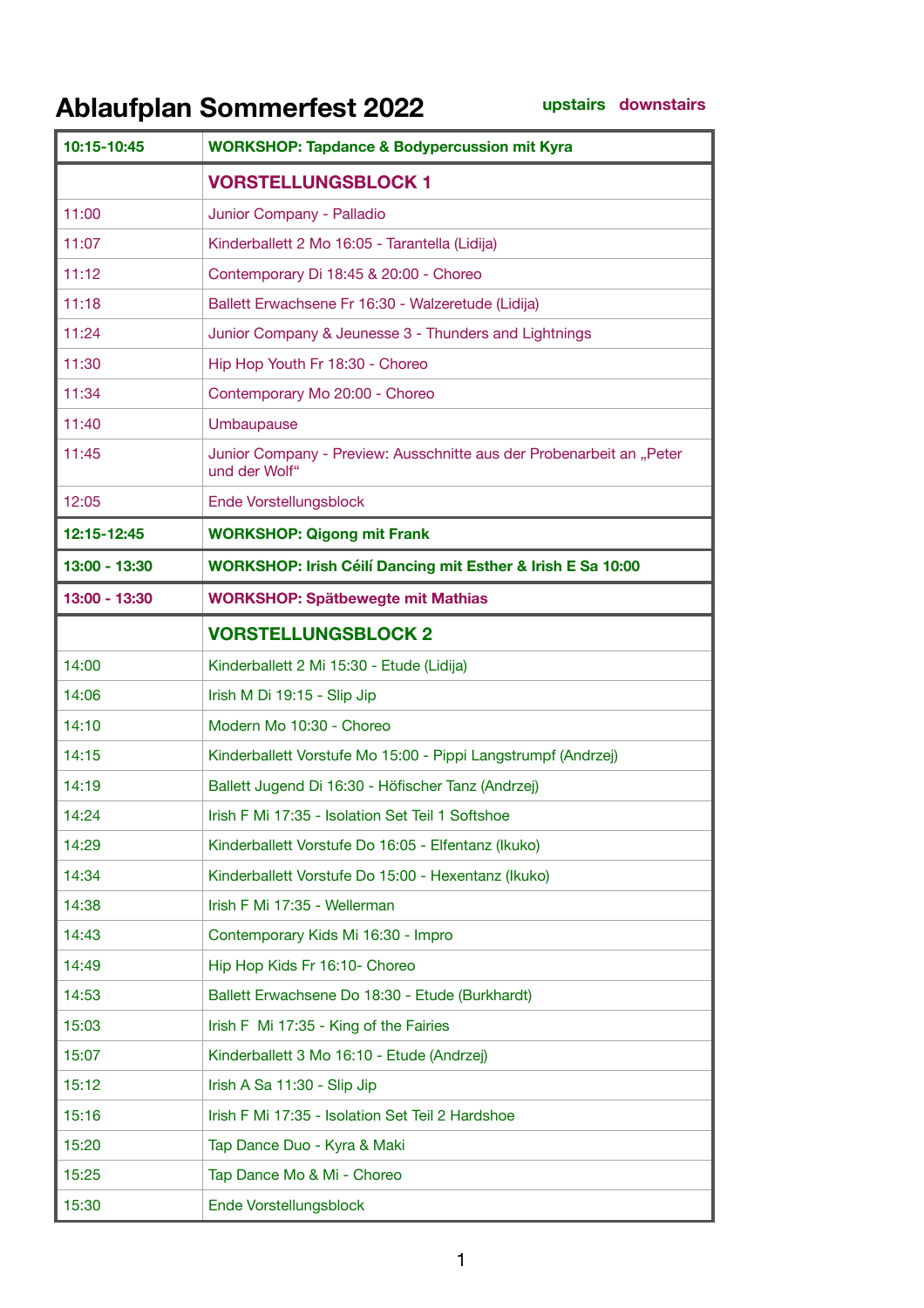# Ablaufplan Sommerfest 2022

upstairs downstairs

| | |
|---|---|
| **10:15-10:45** | **WORKSHOP: Tapdance & Bodypercussion mit Kyra** |
| | **VORSTELLUNGSBLOCK 1** |
| 11:00 | Junior Company - Palladio |
| 11:07 | Kinderballett 2 Mo 16:05 - Tarantella (Lidija) |
| 11:12 | Contemporary Di 18:45 & 20:00 - Choreo |
| 11:18 | Ballett Erwachsene Fr 16:30 - Walzeretude (Lidija) |
| 11:24 | Junior Company & Jeunesse 3 - Thunders and Lightnings |
| 11:30 | Hip Hop Youth Fr 18:30 - Choreo |
| 11:34 | Contemporary Mo 20:00 - Choreo |
| 11:40 | Umbaupause |
| 11:45 | Junior Company - Preview: Ausschnitte aus der Probenarbeit an „Peter und der Wolf“ |
| 12:05 | Ende Vorstellungsblock |
| **12:15-12:45** | **WORKSHOP: Qigong mit Frank** |
| **13:00 - 13:30** | **WORKSHOP: Irish Céilí Dancing mit Esther & Irish E Sa 10:00** |
| **13:00 - 13:30** | **WORKSHOP: Spätbewegte mit Mathias** |
| | **VORSTELLUNGSBLOCK 2** |
| 14:00 | Kinderballett 2 Mi 15:30 - Etude (Lidija) |
| 14:06 | Irish M Di 19:15 - Slip Jip |
| 14:10 | Modern Mo 10:30 - Choreo |
| 14:15 | Kinderballett Vorstufe Mo 15:00 - Pippi Langstrumpf (Andrzej) |
| 14:19 | Ballett Jugend Di 16:30 - Höfischer Tanz (Andrzej) |
| 14:24 | Irish F Mi 17:35 - Isolation Set Teil 1 Softshoe |
| 14:29 | Kinderballett Vorstufe Do 16:05 - Elfentanz (Ikuko) |
| 14:34 | Kinderballett Vorstufe Do 15:00 - Hexentanz (Ikuko) |
| 14:38 | Irish F Mi 17:35 - Wellerman |
| 14:43 | Contemporary Kids Mi 16:30 - Impro |
| 14:49 | Hip Hop Kids Fr 16:10- Choreo |
| 14:53 | Ballett Erwachsene Do 18:30 - Etude (Burkhardt) |
| 15:03 | Irish F Mi 17:35 - King of the Fairies |
| 15:07 | Kinderballett 3 Mo 16:10 - Etude (Andrzej) |
| 15:12 | Irish A Sa 11:30 - Slip Jip |
| 15:16 | Irish F Mi 17:35 - Isolation Set Teil 2 Hardshoe |
| 15:20 | Tap Dance Duo - Kyra & Maki |
| 15:25 | Tap Dance Mo & Mi - Choreo |
| 15:30 | Ende Vorstellungsblock |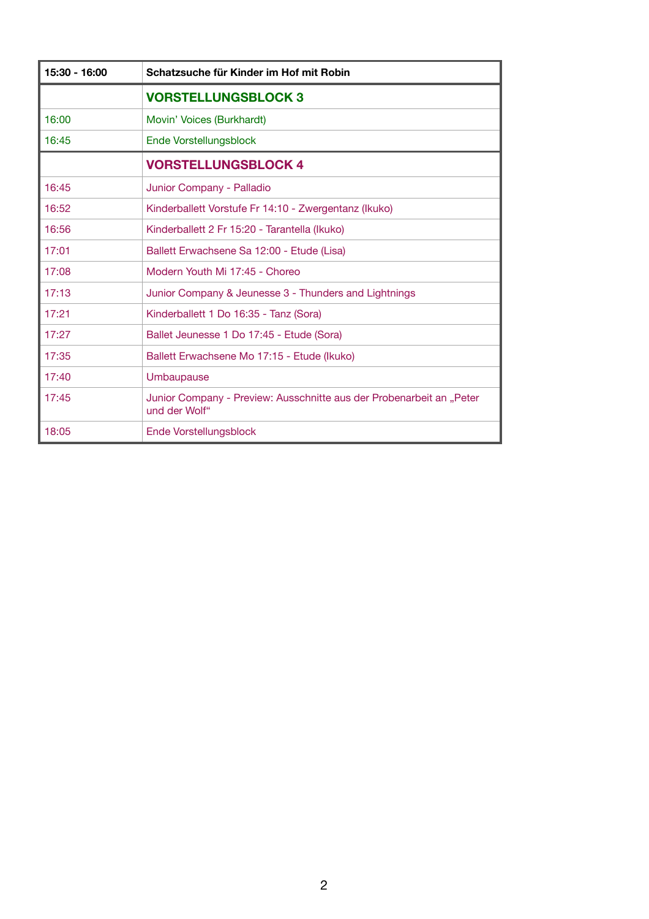| | |
|---|---|
| **15:30 - 16:00** | **Schatzsuche für Kinder im Hof mit Robin** |
| | **VORSTELLUNGSBLOCK 3** |
| 16:00 | Movin' Voices (Burkhardt) |
| 16:45 | Ende Vorstellungsblock |
| | **VORSTELLUNGSBLOCK 4** |
| 16:45 | Junior Company - Palladio |
| 16:52 | Kinderballett Vorstufe Fr 14:10 - Zwergentanz (Ikuko) |
| 16:56 | Kinderballett 2 Fr 15:20 - Tarantella (Ikuko) |
| 17:01 | Ballett Erwachsene Sa 12:00 - Etude (Lisa) |
| 17:08 | Modern Youth Mi 17:45 - Choreo |
| 17:13 | Junior Company & Jeunesse 3 - Thunders and Lightnings |
| 17:21 | Kinderballett 1 Do 16:35 - Tanz (Sora) |
| 17:27 | Ballet Jeunesse 1 Do 17:45 - Etude (Sora) |
| 17:35 | Ballett Erwachsene Mo 17:15 - Etude (Ikuko) |
| 17:40 | Umbaupause |
| 17:45 | Junior Company - Preview: Ausschnitte aus der Probenarbeit an „Peter und der Wolf“ |
| 18:05 | Ende Vorstellungsblock |